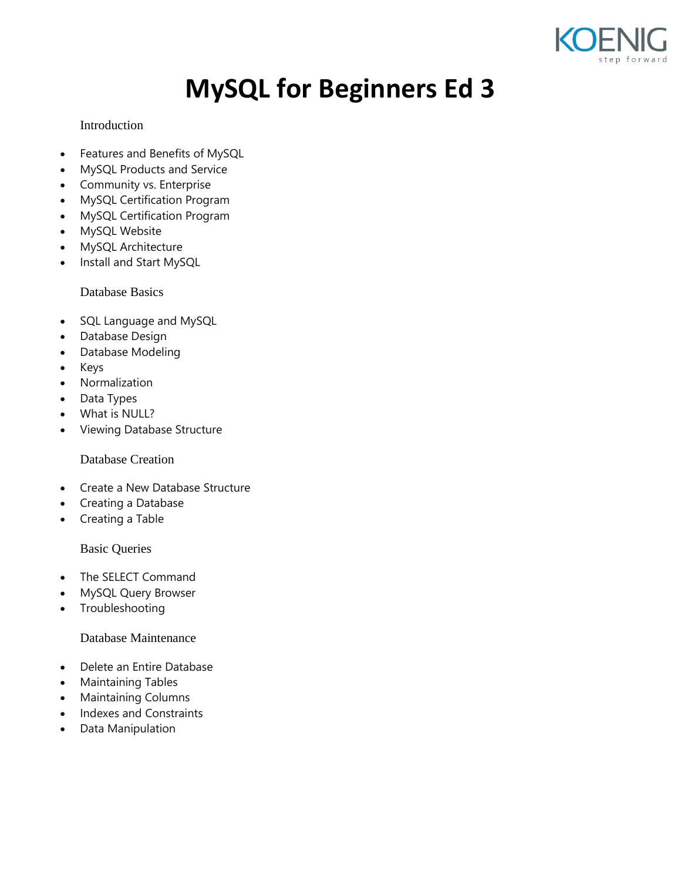# MySQL for Beginners Ed 3

## Introduction

- Features and Benefits of MySQL
- MySQL Products and Service
- Community vs. Enterprise
- MySQL Certification Program
- MySQL Certification Program
- MySQL Website
- MySQL Architecture
- Install and Start MySQL

## Database Basics

- SQL Language and MySQL
- Database Design
- Database Modeling
- Keys
- Normalization
- Data Types
- What is NULL?
- Viewing Database Structure

## Database Creation

- Create a New Database Structure
- Creating a Database
- Creating a Table

## Basic Queries

- The SELECT Command
- MySQL Query Browser
- Troubleshooting

## Database Maintenance

- Delete an Entire Database
- Maintaining Tables
- Maintaining Columns
- Indexes and Constraints
- Data Manipulation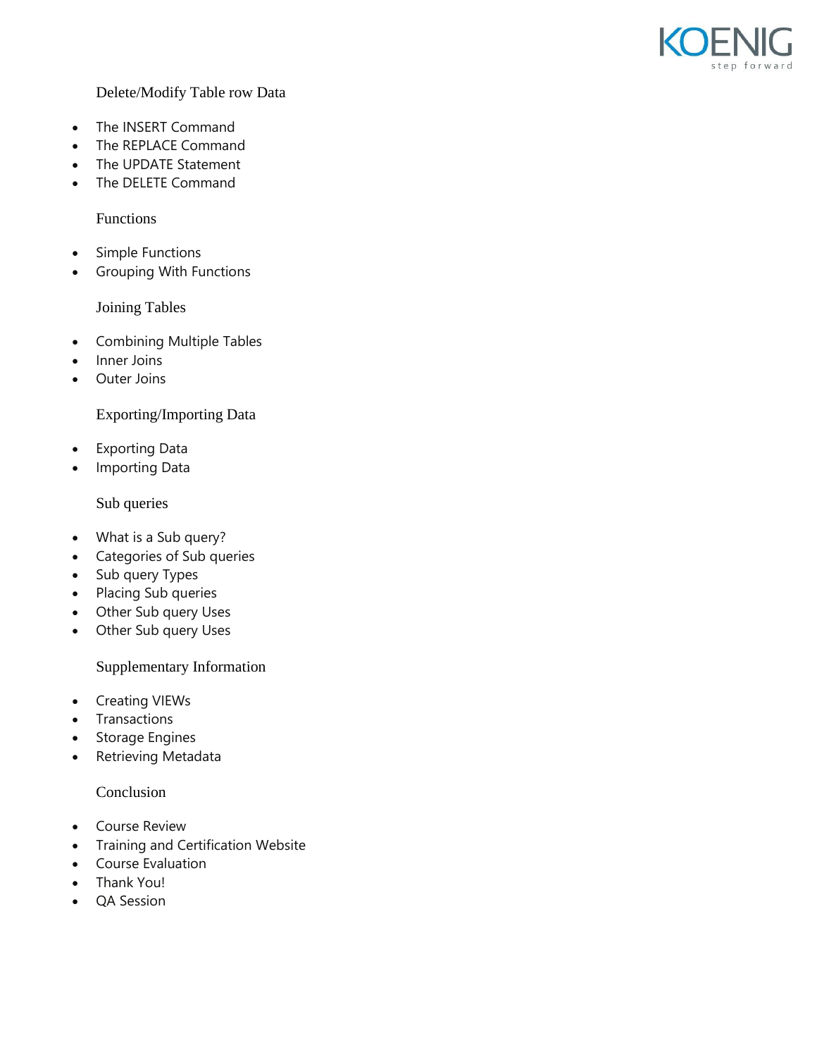### Delete/Modify Table row Data

- The INSERT Command
- The REPLACE Command
- The UPDATE Statement
- The DELETE Command

### Functions

- Simple Functions
- Grouping With Functions

### Joining Tables

- Combining Multiple Tables
- Inner Joins
- Outer Joins

### Exporting/Importing Data

- Exporting Data
- Importing Data

### Sub queries

- What is a Sub query?
- Categories of Sub queries
- Sub query Types
- Placing Sub queries
- Other Sub query Uses
- Other Sub query Uses

### Supplementary Information

- Creating VIEWs
- Transactions
- Storage Engines
- Retrieving Metadata

### Conclusion

- Course Review
- Training and Certification Website
- Course Evaluation
- Thank You!
- QA Session